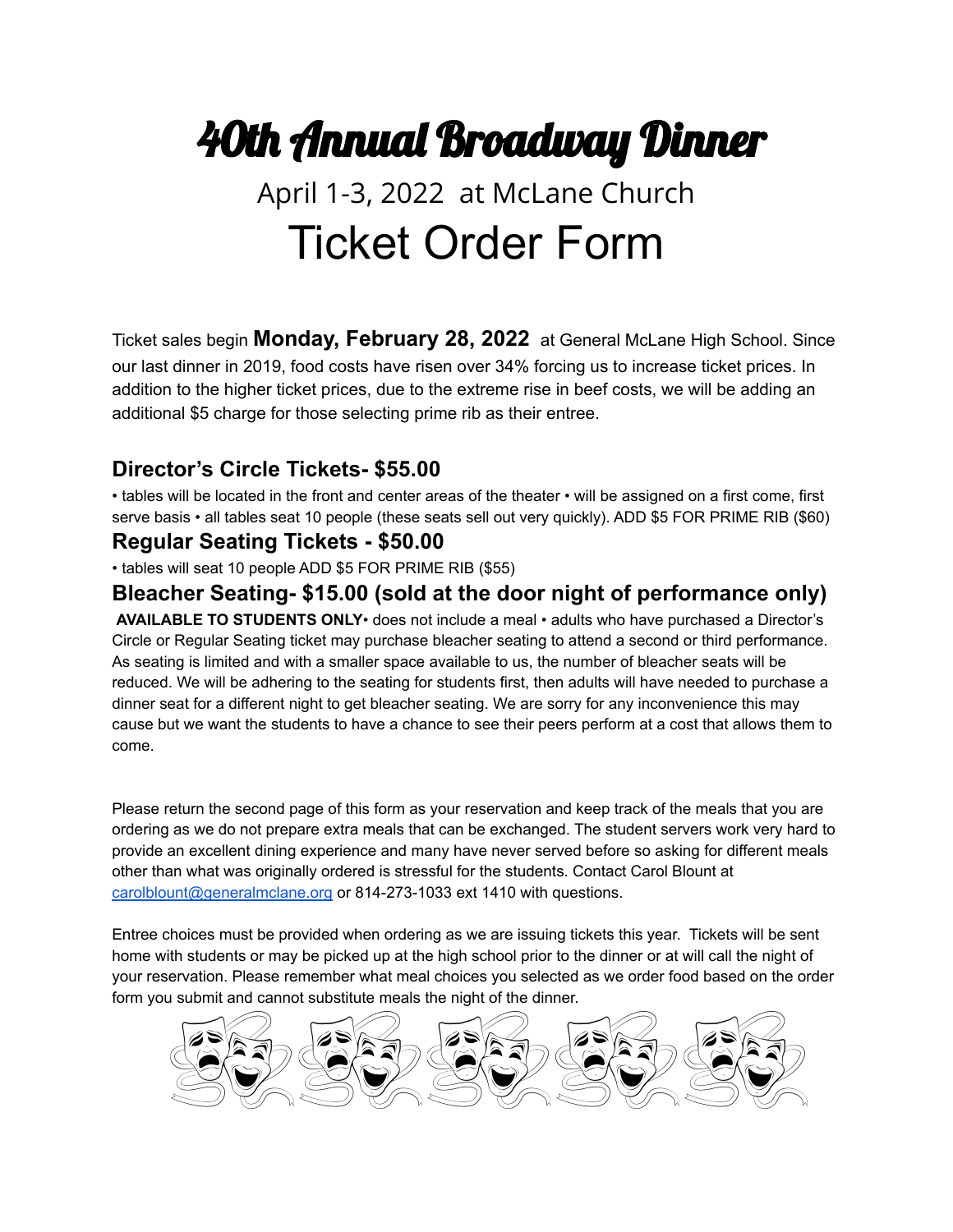# 40th Annual Broadway Dinner

## April 1-3, 2022 at McLane Church

# Ticket Order Form

Ticket sales begin **Monday, February 28, 2022** at General McLane High School. Since our last dinner in 2019, food costs have risen over 34% forcing us to increase ticket prices. In addition to the higher ticket prices, due to the extreme rise in beef costs, we will be adding an additional $5 charge for those selecting prime rib as their entree.

### Director's Circle Tickets- $55.00

• tables will be located in the front and center areas of the theater • will be assigned on a first come, first serve basis • all tables seat 10 people (these seats sell out very quickly). ADD $5 FOR PRIME RIB ($60)

### Regular Seating Tickets - $50.00

• tables will seat 10 people ADD $5 FOR PRIME RIB ($55)

### Bleacher Seating- $15.00 (sold at the door night of performance only)

**AVAILABLE TO STUDENTS ONLY**• does not include a meal • adults who have purchased a Director's Circle or Regular Seating ticket may purchase bleacher seating to attend a second or third performance. As seating is limited and with a smaller space available to us, the number of bleacher seats will be reduced. We will be adhering to the seating for students first, then adults will have needed to purchase a dinner seat for a different night to get bleacher seating. We are sorry for any inconvenience this may cause but we want the students to have a chance to see their peers perform at a cost that allows them to come.

Please return the second page of this form as your reservation and keep track of the meals that you are ordering as we do not prepare extra meals that can be exchanged. The student servers work very hard to provide an excellent dining experience and many have never served before so asking for different meals other than what was originally ordered is stressful for the students. Contact Carol Blount at carolblount@generalmclane.org or 814-273-1033 ext 1410 with questions.

Entree choices must be provided when ordering as we are issuing tickets this year. Tickets will be sent home with students or may be picked up at the high school prior to the dinner or at will call the night of your reservation. Please remember what meal choices you selected as we order food based on the order form you submit and cannot substitute meals the night of the dinner.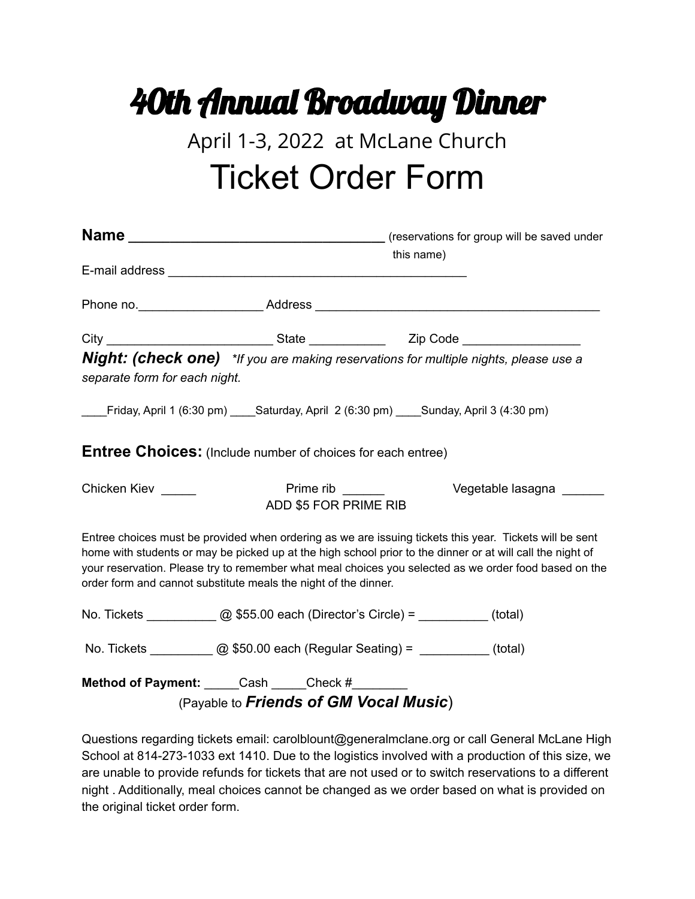# 40th Annual Broadway Dinner

April 1-3, 2022 at McLane Church

## Ticket Order Form

**Name** ________________________________ (reservations for group will be saved under this name)

E-mail address ________________________________________

Phone no.__________________ Address ________________________________________

City _______________________ State ___________ Zip Code _________________

***Night: (check one)*** *\*If you are making reservations for multiple nights, please use a separate form for each night.*

____Friday, April 1 (6:30 pm) ____Saturday, April 2 (6:30 pm) ____Sunday, April 3 (4:30 pm)

**Entree Choices:** (Include number of choices for each entree)

Chicken Kiev _____ Prime rib ______ Vegetable lasagna ______

ADD $5 FOR PRIME RIB

Entree choices must be provided when ordering as we are issuing tickets this year. Tickets will be sent home with students or may be picked up at the high school prior to the dinner or at will call the night of your reservation. Please try to remember what meal choices you selected as we order food based on the order form and cannot substitute meals the night of the dinner.

No. Tickets __________ @ $55.00 each (Director's Circle) = __________ (total)

No. Tickets _________ @ $50.00 each (Regular Seating) = __________ (total)

**Method of Payment:** _____Cash _____Check #________

(Payable to ***Friends of GM Vocal Music***)

Questions regarding tickets email: carolblount@generalmclane.org or call General McLane High School at 814-273-1033 ext 1410. Due to the logistics involved with a production of this size, we are unable to provide refunds for tickets that are not used or to switch reservations to a different night . Additionally, meal choices cannot be changed as we order based on what is provided on the original ticket order form.